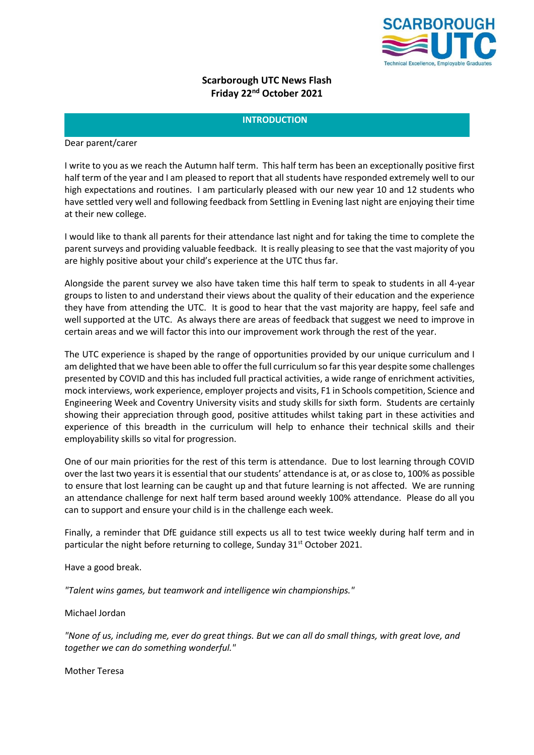# Scarborough UTC News Flash
## Friday 22nd October 2021

### INTRODUCTION

Dear parent/carer

I write to you as we reach the Autumn half term. This half term has been an exceptionally positive first half term of the year and I am pleased to report that all students have responded extremely well to our high expectations and routines. I am particularly pleased with our new year 10 and 12 students who have settled very well and following feedback from Settling in Evening last night are enjoying their time at their new college.

I would like to thank all parents for their attendance last night and for taking the time to complete the parent surveys and providing valuable feedback. It is really pleasing to see that the vast majority of you are highly positive about your child's experience at the UTC thus far.

Alongside the parent survey we also have taken time this half term to speak to students in all 4-year groups to listen to and understand their views about the quality of their education and the experience they have from attending the UTC. It is good to hear that the vast majority are happy, feel safe and well supported at the UTC. As always there are areas of feedback that suggest we need to improve in certain areas and we will factor this into our improvement work through the rest of the year.

The UTC experience is shaped by the range of opportunities provided by our unique curriculum and I am delighted that we have been able to offer the full curriculum so far this year despite some challenges presented by COVID and this has included full practical activities, a wide range of enrichment activities, mock interviews, work experience, employer projects and visits, F1 in Schools competition, Science and Engineering Week and Coventry University visits and study skills for sixth form. Students are certainly showing their appreciation through good, positive attitudes whilst taking part in these activities and experience of this breadth in the curriculum will help to enhance their technical skills and their employability skills so vital for progression.

One of our main priorities for the rest of this term is attendance. Due to lost learning through COVID over the last two years it is essential that our students' attendance is at, or as close to, 100% as possible to ensure that lost learning can be caught up and that future learning is not affected. We are running an attendance challenge for next half term based around weekly 100% attendance. Please do all you can to support and ensure your child is in the challenge each week.

Finally, a reminder that DfE guidance still expects us all to test twice weekly during half term and in particular the night before returning to college, Sunday 31st October 2021.

Have a good break.

*"Talent wins games, but teamwork and intelligence win championships."*

Michael Jordan

*"None of us, including me, ever do great things. But we can all do small things, with great love, and together we can do something wonderful."*

Mother Teresa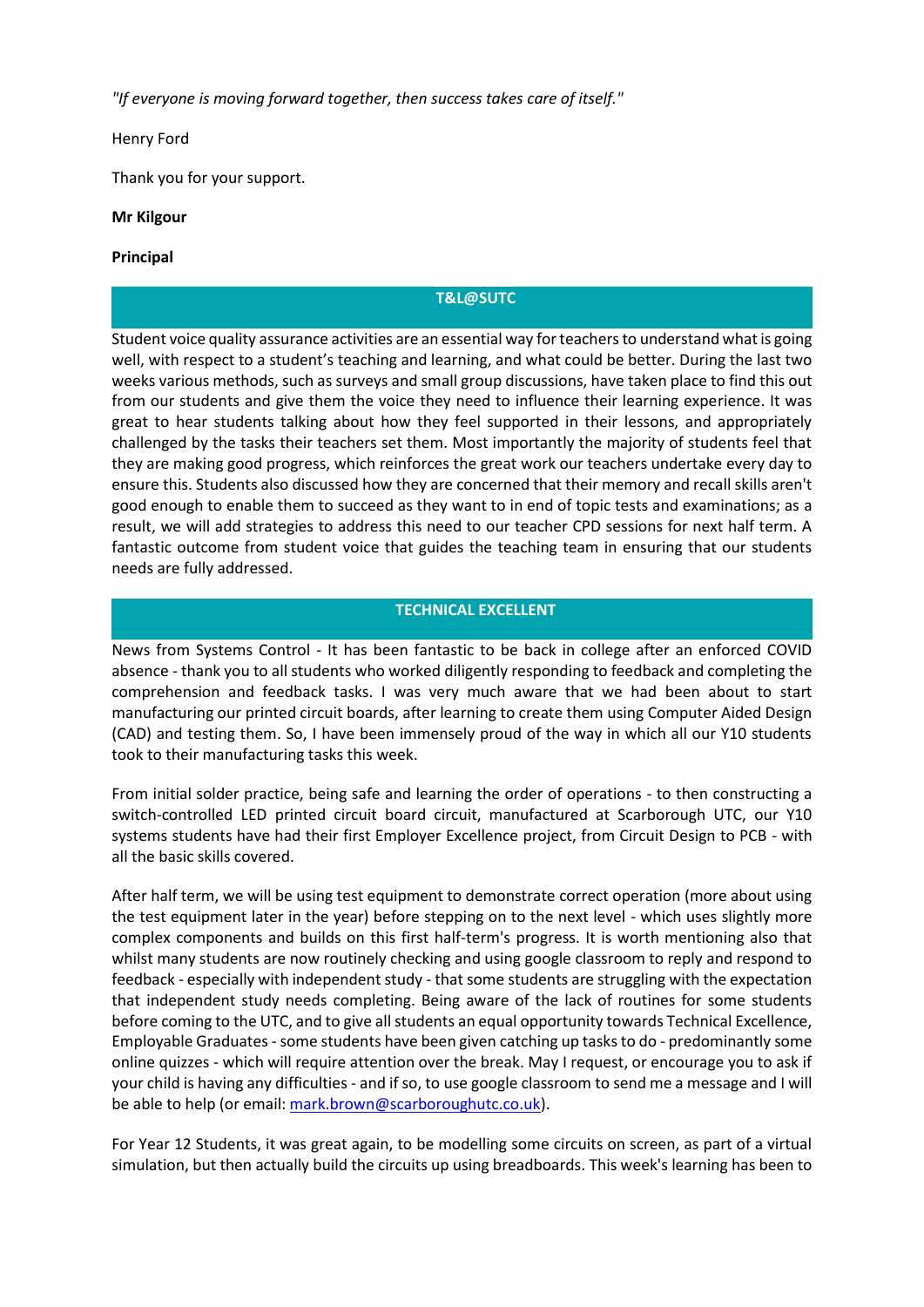*"If everyone is moving forward together, then success takes care of itself."*

Henry Ford

Thank you for your support.

**Mr Kilgour**

**Principal**

## T&L@SUTC

Student voice quality assurance activities are an essential way for teachers to understand what is going well, with respect to a student's teaching and learning, and what could be better. During the last two weeks various methods, such as surveys and small group discussions, have taken place to find this out from our students and give them the voice they need to influence their learning experience. It was great to hear students talking about how they feel supported in their lessons, and appropriately challenged by the tasks their teachers set them. Most importantly the majority of students feel that they are making good progress, which reinforces the great work our teachers undertake every day to ensure this. Students also discussed how they are concerned that their memory and recall skills aren't good enough to enable them to succeed as they want to in end of topic tests and examinations; as a result, we will add strategies to address this need to our teacher CPD sessions for next half term. A fantastic outcome from student voice that guides the teaching team in ensuring that our students needs are fully addressed.

## TECHNICAL EXCELLENT

News from Systems Control - It has been fantastic to be back in college after an enforced COVID absence - thank you to all students who worked diligently responding to feedback and completing the comprehension and feedback tasks. I was very much aware that we had been about to start manufacturing our printed circuit boards, after learning to create them using Computer Aided Design (CAD) and testing them. So, I have been immensely proud of the way in which all our Y10 students took to their manufacturing tasks this week.

From initial solder practice, being safe and learning the order of operations - to then constructing a switch-controlled LED printed circuit board circuit, manufactured at Scarborough UTC, our Y10 systems students have had their first Employer Excellence project, from Circuit Design to PCB - with all the basic skills covered.

After half term, we will be using test equipment to demonstrate correct operation (more about using the test equipment later in the year) before stepping on to the next level - which uses slightly more complex components and builds on this first half-term's progress. It is worth mentioning also that whilst many students are now routinely checking and using google classroom to reply and respond to feedback - especially with independent study - that some students are struggling with the expectation that independent study needs completing. Being aware of the lack of routines for some students before coming to the UTC, and to give all students an equal opportunity towards Technical Excellence, Employable Graduates - some students have been given catching up tasks to do - predominantly some online quizzes - which will require attention over the break. May I request, or encourage you to ask if your child is having any difficulties - and if so, to use google classroom to send me a message and I will be able to help (or email: [mark.brown@scarboroughutc.co.uk](mailto:mark.brown@scarboroughutc.co.uk)).

For Year 12 Students, it was great again, to be modelling some circuits on screen, as part of a virtual simulation, but then actually build the circuits up using breadboards. This week's learning has been to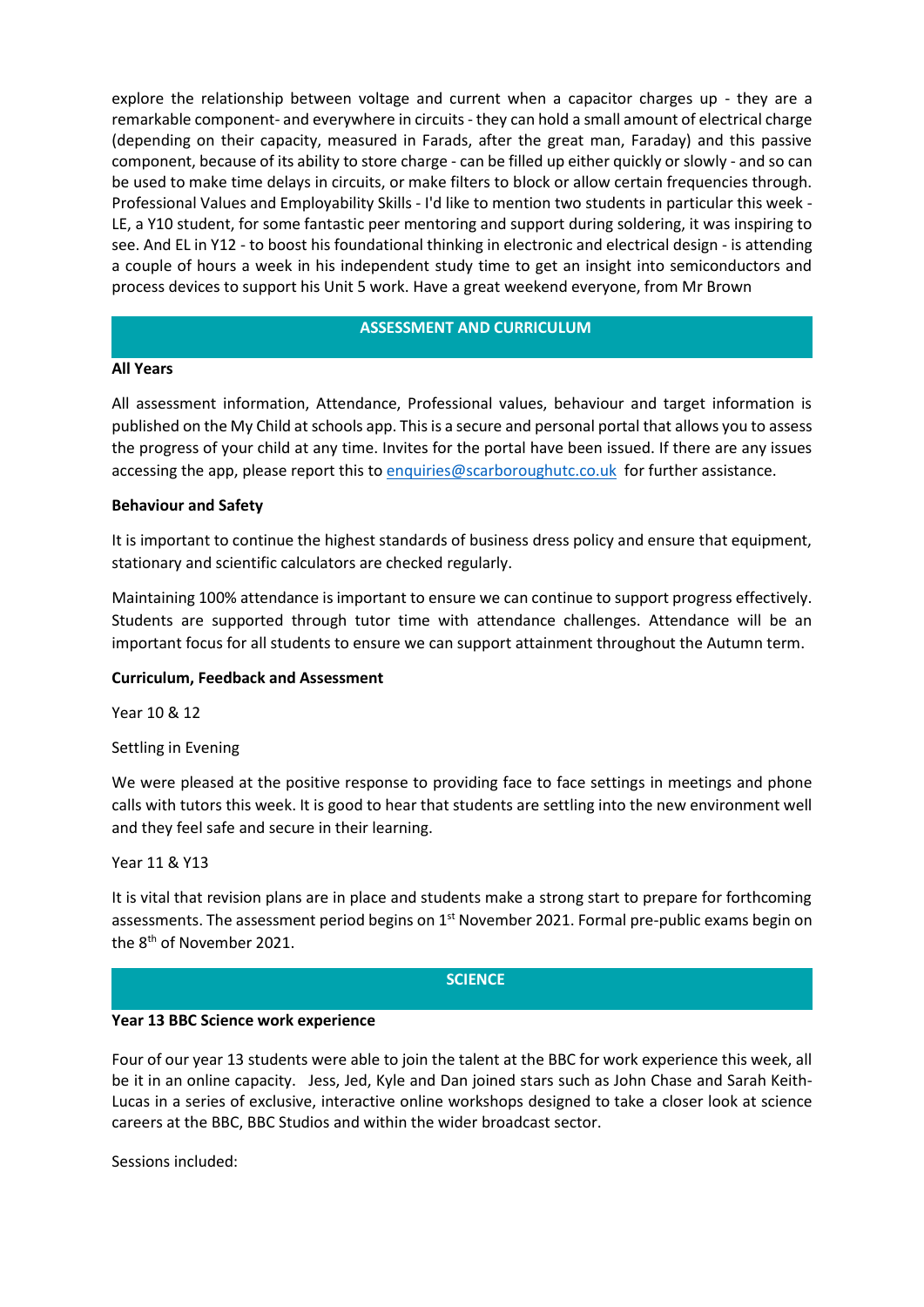explore the relationship between voltage and current when a capacitor charges up - they are a remarkable component- and everywhere in circuits - they can hold a small amount of electrical charge (depending on their capacity, measured in Farads, after the great man, Faraday) and this passive component, because of its ability to store charge - can be filled up either quickly or slowly - and so can be used to make time delays in circuits, or make filters to block or allow certain frequencies through. Professional Values and Employability Skills - I'd like to mention two students in particular this week - LE, a Y10 student, for some fantastic peer mentoring and support during soldering, it was inspiring to see. And EL in Y12 - to boost his foundational thinking in electronic and electrical design - is attending a couple of hours a week in his independent study time to get an insight into semiconductors and process devices to support his Unit 5 work. Have a great weekend everyone, from Mr Brown

## ASSESSMENT AND CURRICULUM

**All Years**

All assessment information, Attendance, Professional values, behaviour and target information is published on the My Child at schools app. This is a secure and personal portal that allows you to assess the progress of your child at any time. Invites for the portal have been issued. If there are any issues accessing the app, please report this to enquiries@scarboroughutc.co.uk for further assistance.

**Behaviour and Safety**

It is important to continue the highest standards of business dress policy and ensure that equipment, stationary and scientific calculators are checked regularly.

Maintaining 100% attendance is important to ensure we can continue to support progress effectively. Students are supported through tutor time with attendance challenges. Attendance will be an important focus for all students to ensure we can support attainment throughout the Autumn term.

**Curriculum, Feedback and Assessment**

Year 10 & 12

Settling in Evening

We were pleased at the positive response to providing face to face settings in meetings and phone calls with tutors this week. It is good to hear that students are settling into the new environment well and they feel safe and secure in their learning.

Year 11 & Y13

It is vital that revision plans are in place and students make a strong start to prepare for forthcoming assessments. The assessment period begins on 1st November 2021. Formal pre-public exams begin on the 8th of November 2021.

## SCIENCE

**Year 13 BBC Science work experience**

Four of our year 13 students were able to join the talent at the BBC for work experience this week, all be it in an online capacity. Jess, Jed, Kyle and Dan joined stars such as John Chase and Sarah Keith-Lucas in a series of exclusive, interactive online workshops designed to take a closer look at science careers at the BBC, BBC Studios and within the wider broadcast sector.

Sessions included: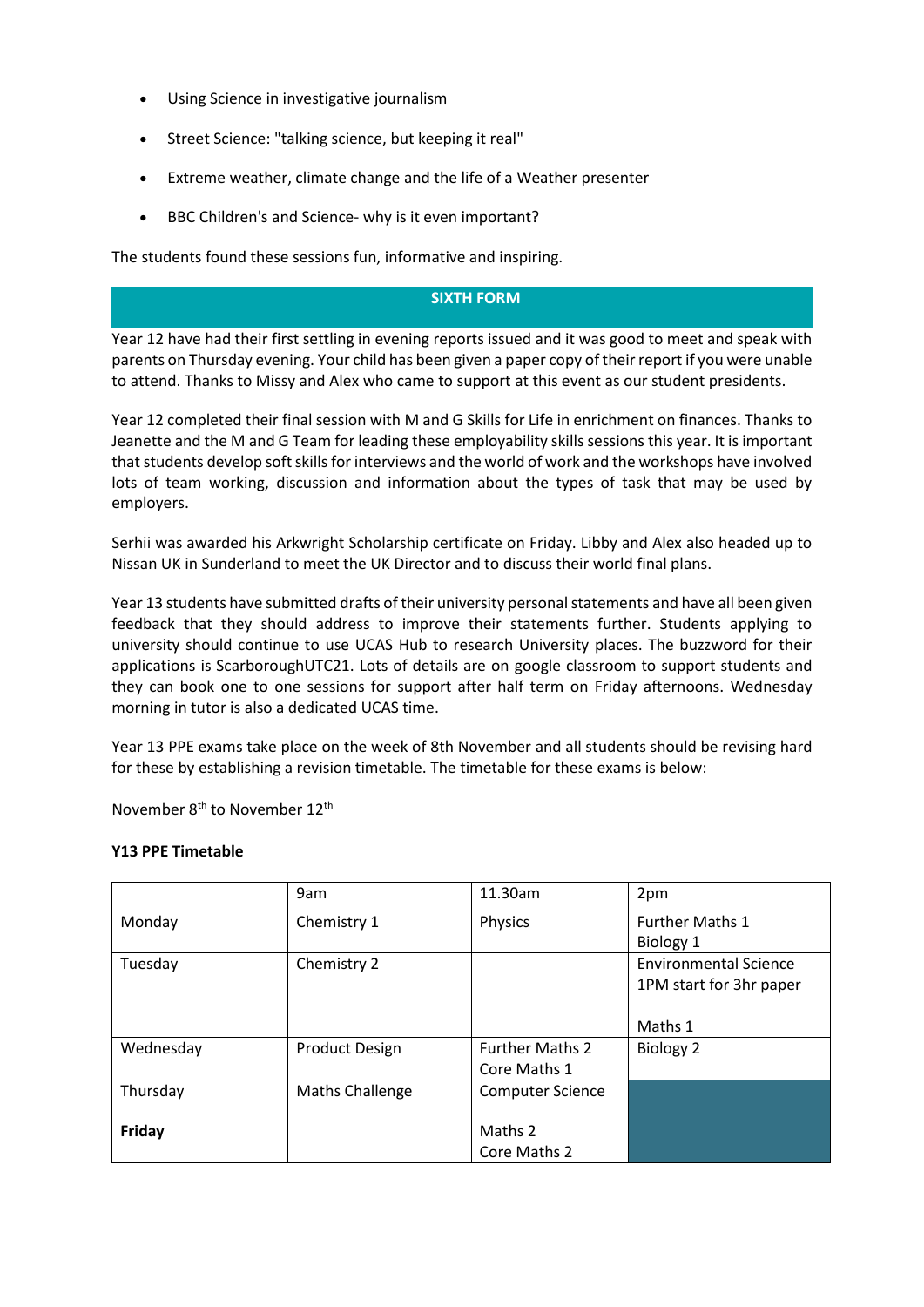- Using Science in investigative journalism
- Street Science: "talking science, but keeping it real"
- Extreme weather, climate change and the life of a Weather presenter
- BBC Children's and Science- why is it even important?

The students found these sessions fun, informative and inspiring.

## SIXTH FORM

Year 12 have had their first settling in evening reports issued and it was good to meet and speak with parents on Thursday evening. Your child has been given a paper copy of their report if you were unable to attend. Thanks to Missy and Alex who came to support at this event as our student presidents.

Year 12 completed their final session with M and G Skills for Life in enrichment on finances. Thanks to Jeanette and the M and G Team for leading these employability skills sessions this year. It is important that students develop soft skills for interviews and the world of work and the workshops have involved lots of team working, discussion and information about the types of task that may be used by employers.

Serhii was awarded his Arkwright Scholarship certificate on Friday. Libby and Alex also headed up to Nissan UK in Sunderland to meet the UK Director and to discuss their world final plans.

Year 13 students have submitted drafts of their university personal statements and have all been given feedback that they should address to improve their statements further. Students applying to university should continue to use UCAS Hub to research University places. The buzzword for their applications is ScarboroughUTC21. Lots of details are on google classroom to support students and they can book one to one sessions for support after half term on Friday afternoons. Wednesday morning in tutor is also a dedicated UCAS time.

Year 13 PPE exams take place on the week of 8th November and all students should be revising hard for these by establishing a revision timetable. The timetable for these exams is below:

November 8th to November 12th

**Y13 PPE Timetable**

| | 9am | 11.30am | 2pm |
|---|---|---|---|
| Monday | Chemistry 1 | Physics | Further Maths 1<br>Biology 1 |
| Tuesday | Chemistry 2 | | Environmental Science<br>1PM start for 3hr paper<br><br>Maths 1 |
| Wednesday | Product Design | Further Maths 2<br>Core Maths 1 | Biology 2 |
| Thursday | Maths Challenge | Computer Science | |
| **Friday** | | Maths 2<br>Core Maths 2 | |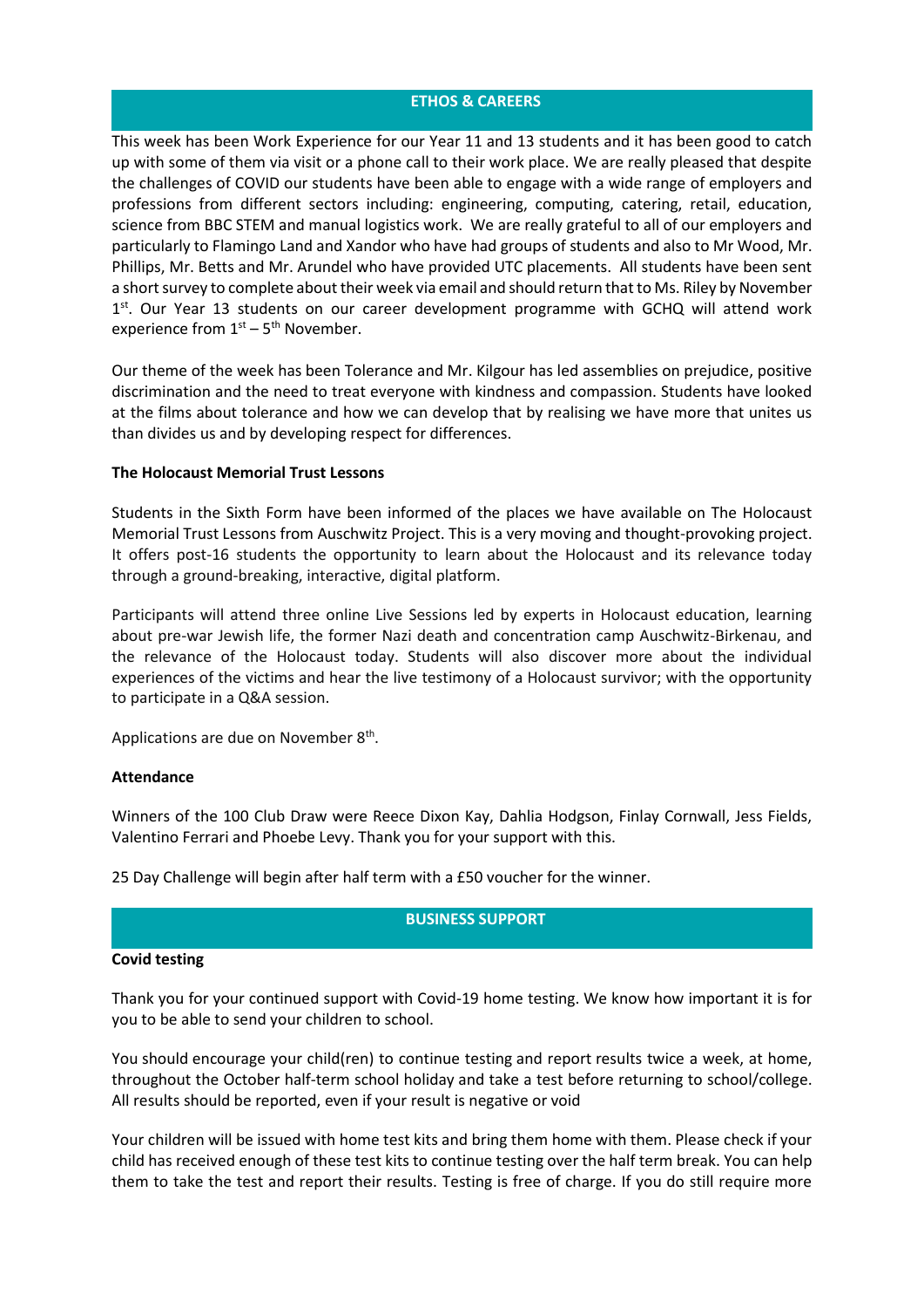## ETHOS & CAREERS

This week has been Work Experience for our Year 11 and 13 students and it has been good to catch up with some of them via visit or a phone call to their work place. We are really pleased that despite the challenges of COVID our students have been able to engage with a wide range of employers and professions from different sectors including: engineering, computing, catering, retail, education, science from BBC STEM and manual logistics work. We are really grateful to all of our employers and particularly to Flamingo Land and Xandor who have had groups of students and also to Mr Wood, Mr. Phillips, Mr. Betts and Mr. Arundel who have provided UTC placements. All students have been sent a short survey to complete about their week via email and should return that to Ms. Riley by November 1st. Our Year 13 students on our career development programme with GCHQ will attend work experience from 1st – 5th November.

Our theme of the week has been Tolerance and Mr. Kilgour has led assemblies on prejudice, positive discrimination and the need to treat everyone with kindness and compassion. Students have looked at the films about tolerance and how we can develop that by realising we have more that unites us than divides us and by developing respect for differences.

**The Holocaust Memorial Trust Lessons**

Students in the Sixth Form have been informed of the places we have available on The Holocaust Memorial Trust Lessons from Auschwitz Project. This is a very moving and thought-provoking project. It offers post-16 students the opportunity to learn about the Holocaust and its relevance today through a ground-breaking, interactive, digital platform.

Participants will attend three online Live Sessions led by experts in Holocaust education, learning about pre-war Jewish life, the former Nazi death and concentration camp Auschwitz-Birkenau, and the relevance of the Holocaust today. Students will also discover more about the individual experiences of the victims and hear the live testimony of a Holocaust survivor; with the opportunity to participate in a Q&A session.

Applications are due on November 8th.

**Attendance**

Winners of the 100 Club Draw were Reece Dixon Kay, Dahlia Hodgson, Finlay Cornwall, Jess Fields, Valentino Ferrari and Phoebe Levy. Thank you for your support with this.

25 Day Challenge will begin after half term with a £50 voucher for the winner.

## BUSINESS SUPPORT

**Covid testing**

Thank you for your continued support with Covid-19 home testing. We know how important it is for you to be able to send your children to school.

You should encourage your child(ren) to continue testing and report results twice a week, at home, throughout the October half-term school holiday and take a test before returning to school/college. All results should be reported, even if your result is negative or void

Your children will be issued with home test kits and bring them home with them. Please check if your child has received enough of these test kits to continue testing over the half term break. You can help them to take the test and report their results. Testing is free of charge. If you do still require more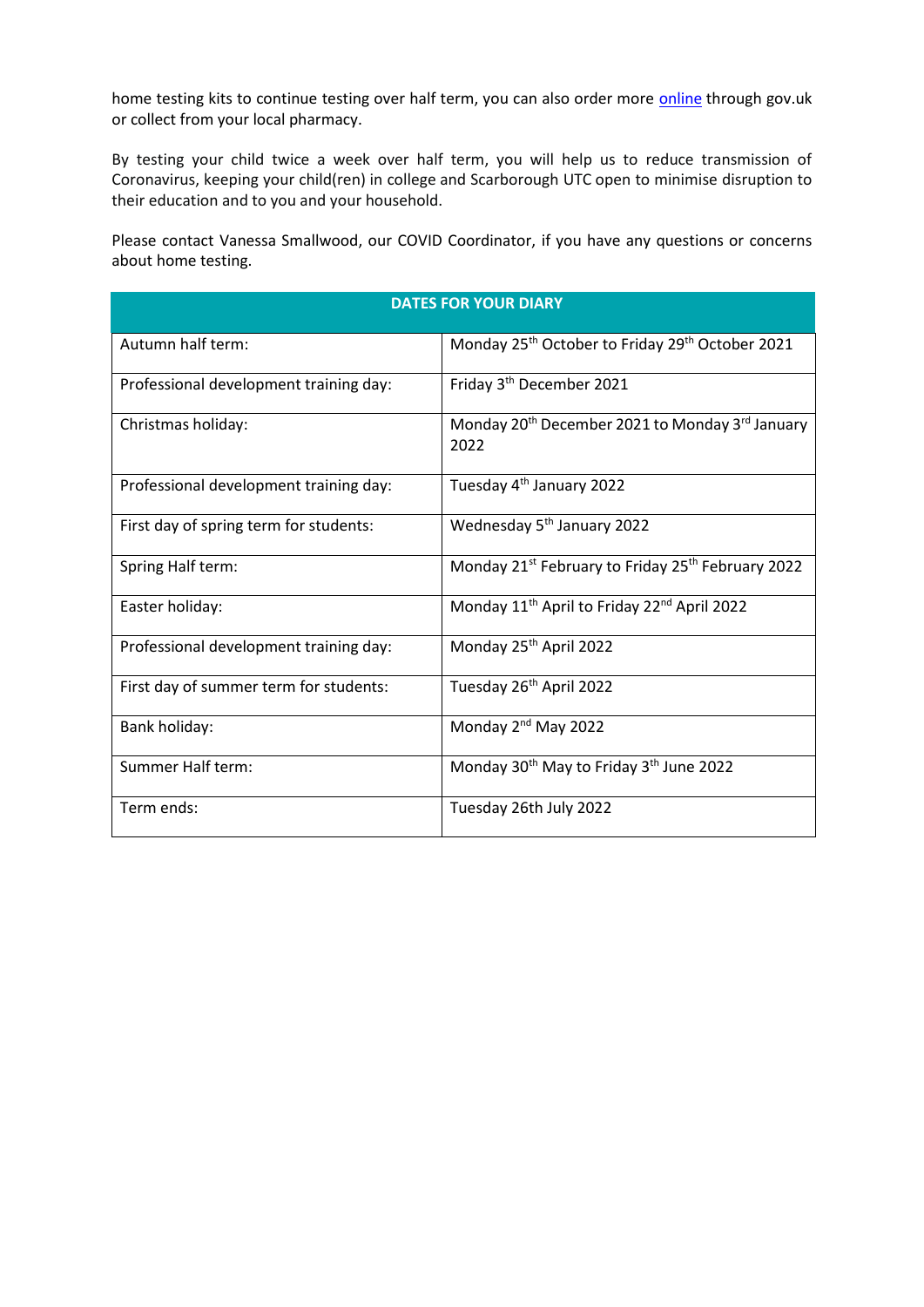home testing kits to continue testing over half term, you can also order more online through gov.uk or collect from your local pharmacy.

By testing your child twice a week over half term, you will help us to reduce transmission of Coronavirus, keeping your child(ren) in college and Scarborough UTC open to minimise disruption to their education and to you and your household.

Please contact Vanessa Smallwood, our COVID Coordinator, if you have any questions or concerns about home testing.

| DATES FOR YOUR DIARY | |
|---|---|
| Autumn half term: | Monday 25th October to Friday 29th October 2021 |
| Professional development training day: | Friday 3rd December 2021 |
| Christmas holiday: | Monday 20th December 2021 to Monday 3rd January 2022 |
| Professional development training day: | Tuesday 4th January 2022 |
| First day of spring term for students: | Wednesday 5th January 2022 |
| Spring Half term: | Monday 21st February to Friday 25th February 2022 |
| Easter holiday: | Monday 11th April to Friday 22nd April 2022 |
| Professional development training day: | Monday 25th April 2022 |
| First day of summer term for students: | Tuesday 26th April 2022 |
| Bank holiday: | Monday 2nd May 2022 |
| Summer Half term: | Monday 30th May to Friday 3th June 2022 |
| Term ends: | Tuesday 26th July 2022 |